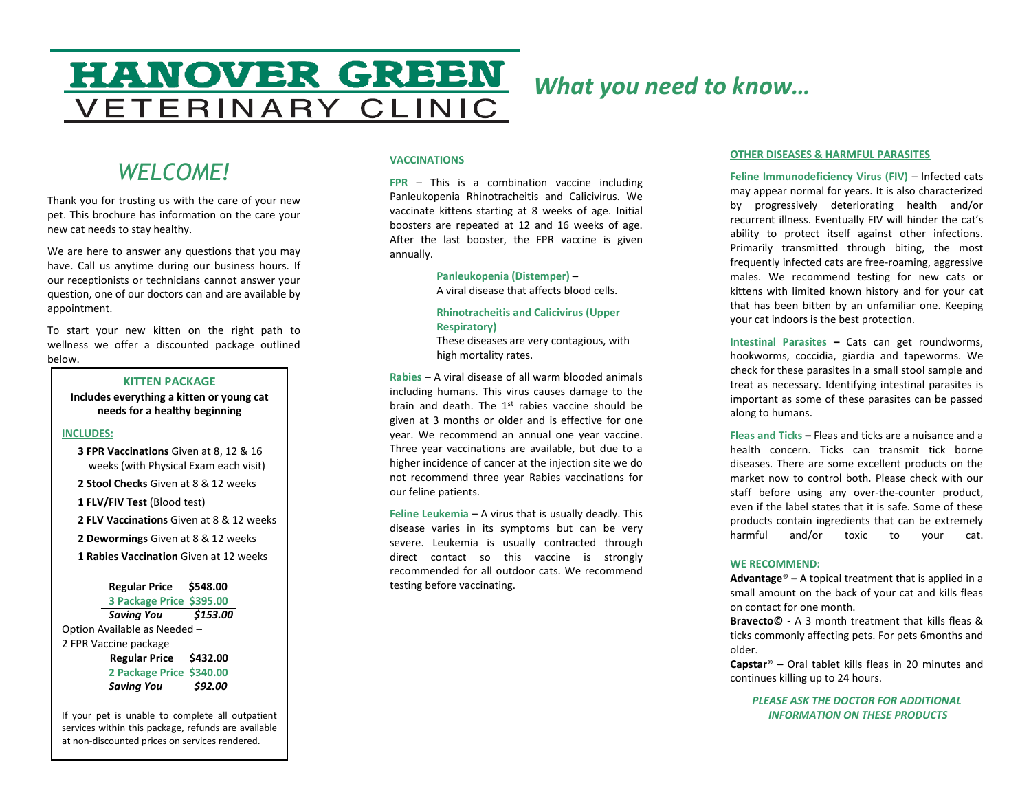# HANOVER GREEN VETERINARY CLINIC

*What you need to know…*

## *WELCOME!*

Thank you for trusting us with the care of your new pet. This brochure has information on the care your new cat needs to stay healthy.

We are here to answer any questions that you may have. Call us anytime during our business hours. If our receptionists or technicians cannot answer your question, one of our doctors can and are available by appointment.

To start your new kitten on the right path to wellness we offer a discounted package outlined below.

### KITTEN PACKAGE

**Includes everything a kitten or young cat needs for a healthy beginning**

**INCLUDES:**

- **3 FPR Vaccinations** Given at 8, 12 & 16 weeks (with Physical Exam each visit)
- **2 Stool Checks** Given at 8 & 12 weeks
- **1 FLV/FIV Test** (Blood test)
- **2 FLV Vaccinations** Given at 8 & 12 weeks
- **2 Dewormings** Given at 8 & 12 weeks
- **1 Rabies Vaccination** Given at 12 weeks

| | |
|---|---|
| **Regular Price** | **$548.00** |
| **3 Package Price** | **$395.00** |
| ***Saving You*** | ***$153.00*** |

Option Available as Needed –
2 FPR Vaccine package

| | |
|---|---|
| **Regular Price** | **$432.00** |
| **2 Package Price** | **$340.00** |
| ***Saving You*** | ***$92.00*** |

If your pet is unable to complete all outpatient services within this package, refunds are available at non-discounted prices on services rendered.

## VACCINATIONS

**FPR** – This is a combination vaccine including Panleukopenia Rhinotracheitis and Calicivirus. We vaccinate kittens starting at 8 weeks of age. Initial boosters are repeated at 12 and 16 weeks of age. After the last booster, the FPR vaccine is given annually.

> **Panleukopenia (Distemper) –**
> A viral disease that affects blood cells.
>
> **Rhinotracheitis and Calicivirus (Upper Respiratory)**
> These diseases are very contagious, with high mortality rates.

**Rabies** – A viral disease of all warm blooded animals including humans. This virus causes damage to the brain and death. The 1st rabies vaccine should be given at 3 months or older and is effective for one year. We recommend an annual one year vaccine. Three year vaccinations are available, but due to a higher incidence of cancer at the injection site we do not recommend three year Rabies vaccinations for our feline patients.

**Feline Leukemia** – A virus that is usually deadly. This disease varies in its symptoms but can be very severe. Leukemia is usually contracted through direct contact so this vaccine is strongly recommended for all outdoor cats. We recommend testing before vaccinating.

## OTHER DISEASES & HARMFUL PARASITES

**Feline Immunodeficiency Virus (FIV)** – Infected cats may appear normal for years. It is also characterized by progressively deteriorating health and/or recurrent illness. Eventually FIV will hinder the cat's ability to protect itself against other infections. Primarily transmitted through biting, the most frequently infected cats are free-roaming, aggressive males. We recommend testing for new cats or kittens with limited known history and for your cat that has been bitten by an unfamiliar one. Keeping your cat indoors is the best protection.

**Intestinal Parasites –** Cats can get roundworms, hookworms, coccidia, giardia and tapeworms. We check for these parasites in a small stool sample and treat as necessary. Identifying intestinal parasites is important as some of these parasites can be passed along to humans.

**Fleas and Ticks –** Fleas and ticks are a nuisance and a health concern. Ticks can transmit tick borne diseases. There are some excellent products on the market now to control both. Please check with our staff before using any over-the-counter product, even if the label states that it is safe. Some of these products contain ingredients that can be extremely harmful and/or toxic to your cat.

**WE RECOMMEND:**

**Advantage® –** A topical treatment that is applied in a small amount on the back of your cat and kills fleas on contact for one month.

**Bravecto© -** A 3 month treatment that kills fleas & ticks commonly affecting pets. For pets 6months and older.

**Capstar® –** Oral tablet kills fleas in 20 minutes and continues killing up to 24 hours.

***PLEASE ASK THE DOCTOR FOR ADDITIONAL INFORMATION ON THESE PRODUCTS***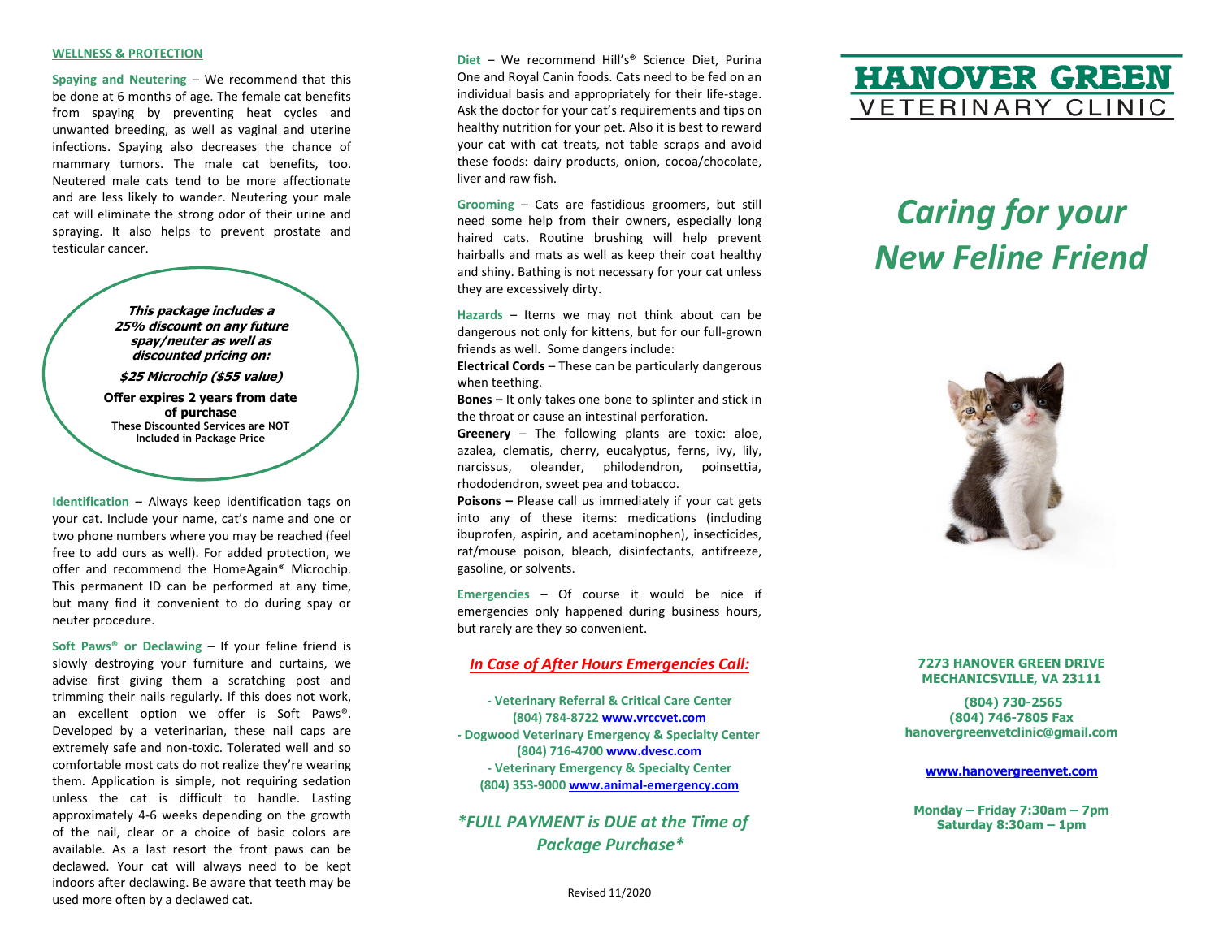## WELLNESS & PROTECTION

**Spaying and Neutering** – We recommend that this be done at 6 months of age. The female cat benefits from spaying by preventing heat cycles and unwanted breeding, as well as vaginal and uterine infections. Spaying also decreases the chance of mammary tumors. The male cat benefits, too. Neutered male cats tend to be more affectionate and are less likely to wander. Neutering your male cat will eliminate the strong odor of their urine and spraying. It also helps to prevent prostate and testicular cancer.

***This package includes a 25% discount on any future spay/neuter as well as discounted pricing on:***

***$25 Microchip ($55 value)***

**Offer expires 2 years from date of purchase**
**These Discounted Services are NOT Included in Package Price**

**Identification** – Always keep identification tags on your cat. Include your name, cat's name and one or two phone numbers where you may be reached (feel free to add ours as well). For added protection, we offer and recommend the HomeAgain® Microchip. This permanent ID can be performed at any time, but many find it convenient to do during spay or neuter procedure.

**Soft Paws® or Declawing** – If your feline friend is slowly destroying your furniture and curtains, we advise first giving them a scratching post and trimming their nails regularly. If this does not work, an excellent option we offer is Soft Paws®. Developed by a veterinarian, these nail caps are extremely safe and non-toxic. Tolerated well and so comfortable most cats do not realize they're wearing them. Application is simple, not requiring sedation unless the cat is difficult to handle. Lasting approximately 4-6 weeks depending on the growth of the nail, clear or a choice of basic colors are available. As a last resort the front paws can be declawed. Your cat will always need to be kept indoors after declawing. Be aware that teeth may be used more often by a declawed cat.

**Diet** – We recommend Hill's® Science Diet, Purina One and Royal Canin foods. Cats need to be fed on an individual basis and appropriately for their life-stage. Ask the doctor for your cat's requirements and tips on healthy nutrition for your pet. Also it is best to reward your cat with cat treats, not table scraps and avoid these foods: dairy products, onion, cocoa/chocolate, liver and raw fish.

**Grooming** – Cats are fastidious groomers, but still need some help from their owners, especially long haired cats. Routine brushing will help prevent hairballs and mats as well as keep their coat healthy and shiny. Bathing is not necessary for your cat unless they are excessively dirty.

**Hazards** – Items we may not think about can be dangerous not only for kittens, but for our full-grown friends as well. Some dangers include:

**Electrical Cords** – These can be particularly dangerous when teething.

**Bones –** It only takes one bone to splinter and stick in the throat or cause an intestinal perforation.

**Greenery** – The following plants are toxic: aloe, azalea, clematis, cherry, eucalyptus, ferns, ivy, lily, narcissus, oleander, philodendron, poinsettia, rhododendron, sweet pea and tobacco.

**Poisons –** Please call us immediately if your cat gets into any of these items: medications (including ibuprofen, aspirin, and acetaminophen), insecticides, rat/mouse poison, bleach, disinfectants, antifreeze, gasoline, or solvents.

**Emergencies** – Of course it would be nice if emergencies only happened during business hours, but rarely are they so convenient.

***In Case of After Hours Emergencies Call:***

**- Veterinary Referral & Critical Care Center**
**(804) 784-8722 www.vrccvet.com**
**- Dogwood Veterinary Emergency & Specialty Center**
**(804) 716-4700 www.dvesc.com**
**- Veterinary Emergency & Specialty Center**
**(804) 353-9000 www.animal-emergency.com**

***\*FULL PAYMENT is DUE at the Time of Package Purchase\****

Revised 11/2020

# HANOVER GREEN VETERINARY CLINIC

# *Caring for your New Feline Friend*

**7273 HANOVER GREEN DRIVE**
**MECHANICSVILLE, VA 23111**

**(804) 730-2565**
**(804) 746-7805 Fax**
**hanovergreenvetclinic@gmail.com**

**www.hanovergreenvet.com**

**Monday – Friday 7:30am – 7pm**
**Saturday 8:30am – 1pm**